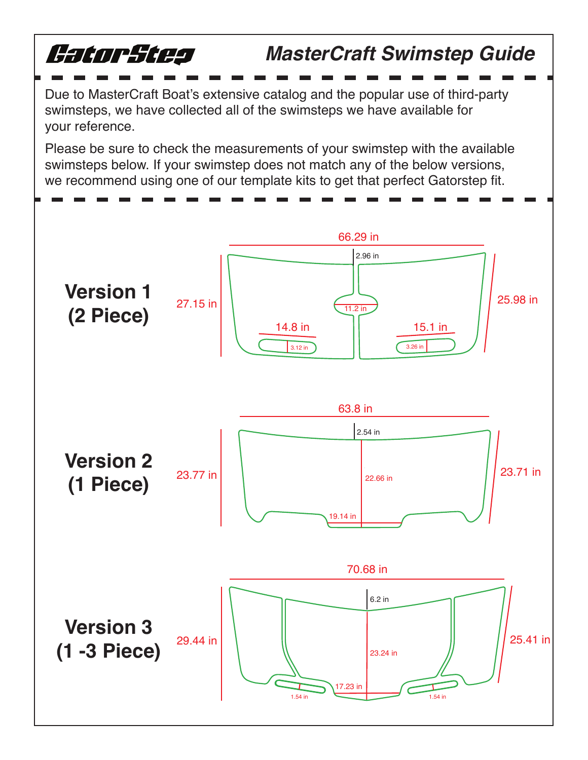GatorStep

# MasterCraft Swimstep Guide

Due to MasterCraft Boat's extensive catalog and the popular use of third-party swimsteps, we have collected all of the swimsteps we have available for your reference.

Please be sure to check the measurements of your swimstep with the available swimsteps below. If your swimstep does not match any of the below versions, we recommend using one of our template kits to get that perfect Gatorstep fit.

## Version 1 (2 Piece)

66.29 in

2.96 in

27.15 in

25.98 in

11.2 in

14.8 in

15.1 in

3.12 in

3.26 in

## Version 2 (1 Piece)

63.8 in

2.54 in

23.77 in

22.66 in

23.71 in

19.14 in

## Version 3 (1 -3 Piece)

70.68 in

6.2 in

29.44 in

23.24 in

25.41 in

17.23 in

1.54 in

1.54 in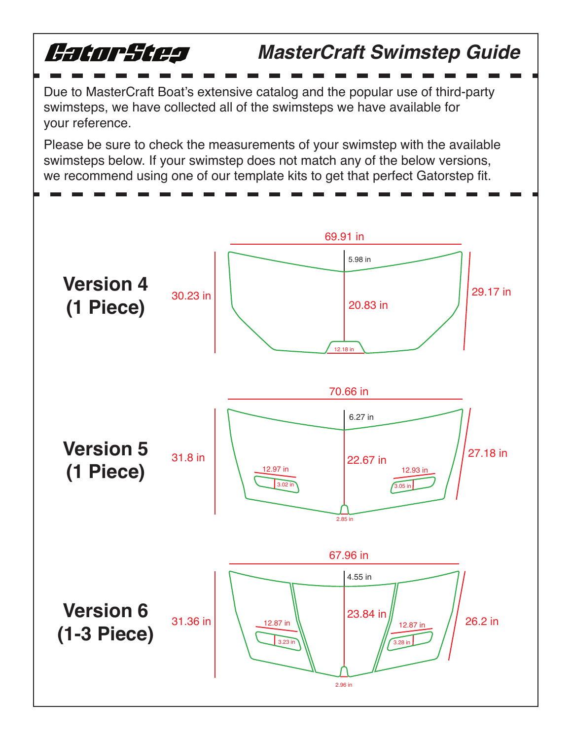# GatorStep

## MasterCraft Swimstep Guide

Due to MasterCraft Boat's extensive catalog and the popular use of third-party swimsteps, we have collected all of the swimsteps we have available for your reference.

Please be sure to check the measurements of your swimstep with the available swimsteps below. If your swimstep does not match any of the below versions, we recommend using one of our template kits to get that perfect Gatorstep fit.

## Version 4 (1 Piece)

69.91 in

5.98 in

30.23 in

20.83 in

29.17 in

12.18 in

## Version 5 (1 Piece)

70.66 in

6.27 in

31.8 in

22.67 in

27.18 in

12.97 in

3.02 in

12.93 in

3.05 in

2.85 in

## Version 6 (1-3 Piece)

67.96 in

4.55 in

31.36 in

23.84 in

26.2 in

12.87 in

3.23 in

12.87 in

3.28 in

2.96 in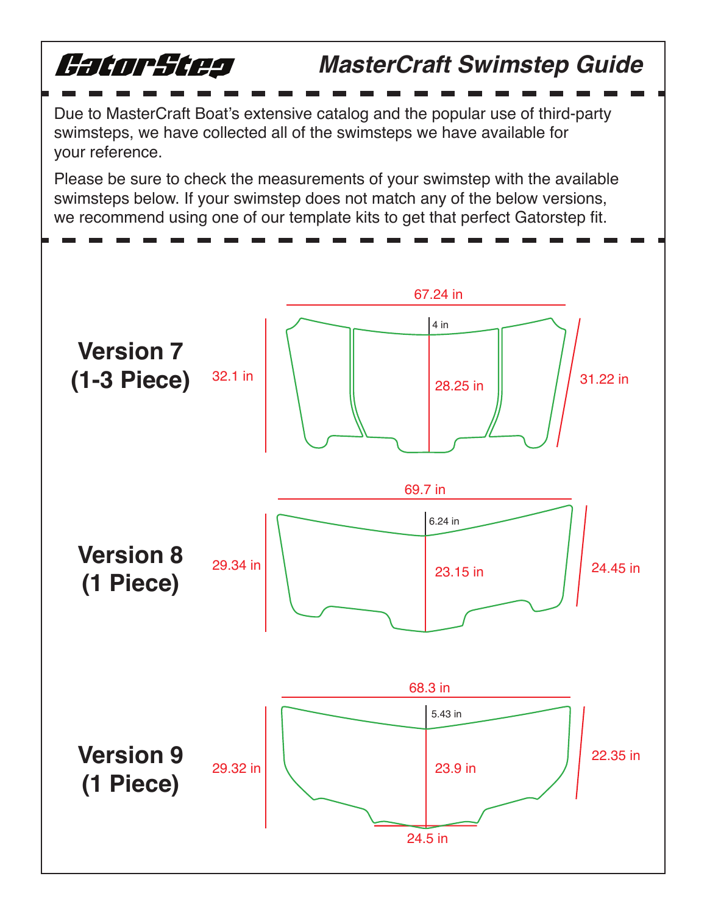# GatorStep

## MasterCraft Swimstep Guide

Due to MasterCraft Boat's extensive catalog and the popular use of third-party swimsteps, we have collected all of the swimsteps we have available for your reference.

Please be sure to check the measurements of your swimstep with the available swimsteps below. If your swimstep does not match any of the below versions, we recommend using one of our template kits to get that perfect Gatorstep fit.

**Version 7 (1-3 Piece)**

67.24 in

4 in

32.1 in

28.25 in

31.22 in

**Version 8 (1 Piece)**

69.7 in

6.24 in

29.34 in

23.15 in

24.45 in

**Version 9 (1 Piece)**

68.3 in

5.43 in

29.32 in

23.9 in

22.35 in

24.5 in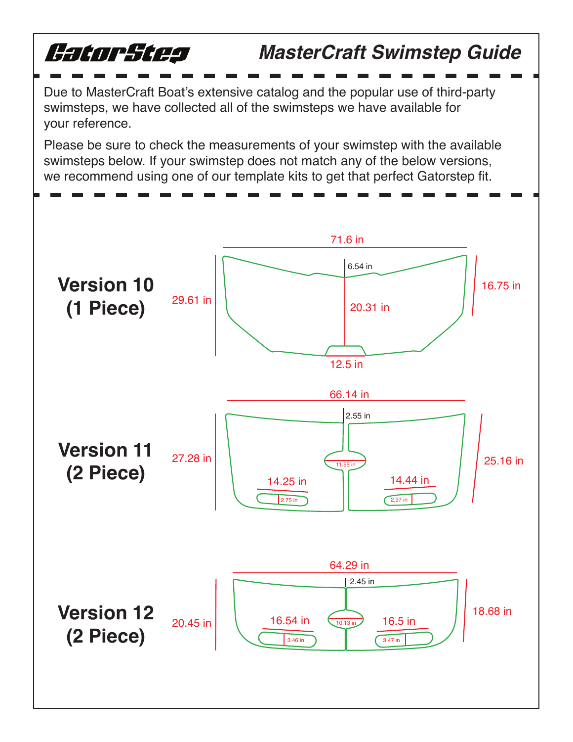# GatorStep

## MasterCraft Swimstep Guide

Due to MasterCraft Boat's extensive catalog and the popular use of third-party swimsteps, we have collected all of the swimsteps we have available for your reference.

Please be sure to check the measurements of your swimstep with the available swimsteps below. If your swimstep does not match any of the below versions, we recommend using one of our template kits to get that perfect Gatorstep fit.

### Version 10 (1 Piece)

71.6 in

6.54 in

29.61 in

20.31 in

16.75 in

12.5 in

### Version 11 (2 Piece)

66.14 in

2.55 in

27.28 in

11.55 in

25.16 in

14.25 in

2.75 in

14.44 in

2.97 in

### Version 12 (2 Piece)

64.29 in

2.45 in

20.45 in

16.54 in

10.13 in

16.5 in

18.68 in

3.46 in

3.47 in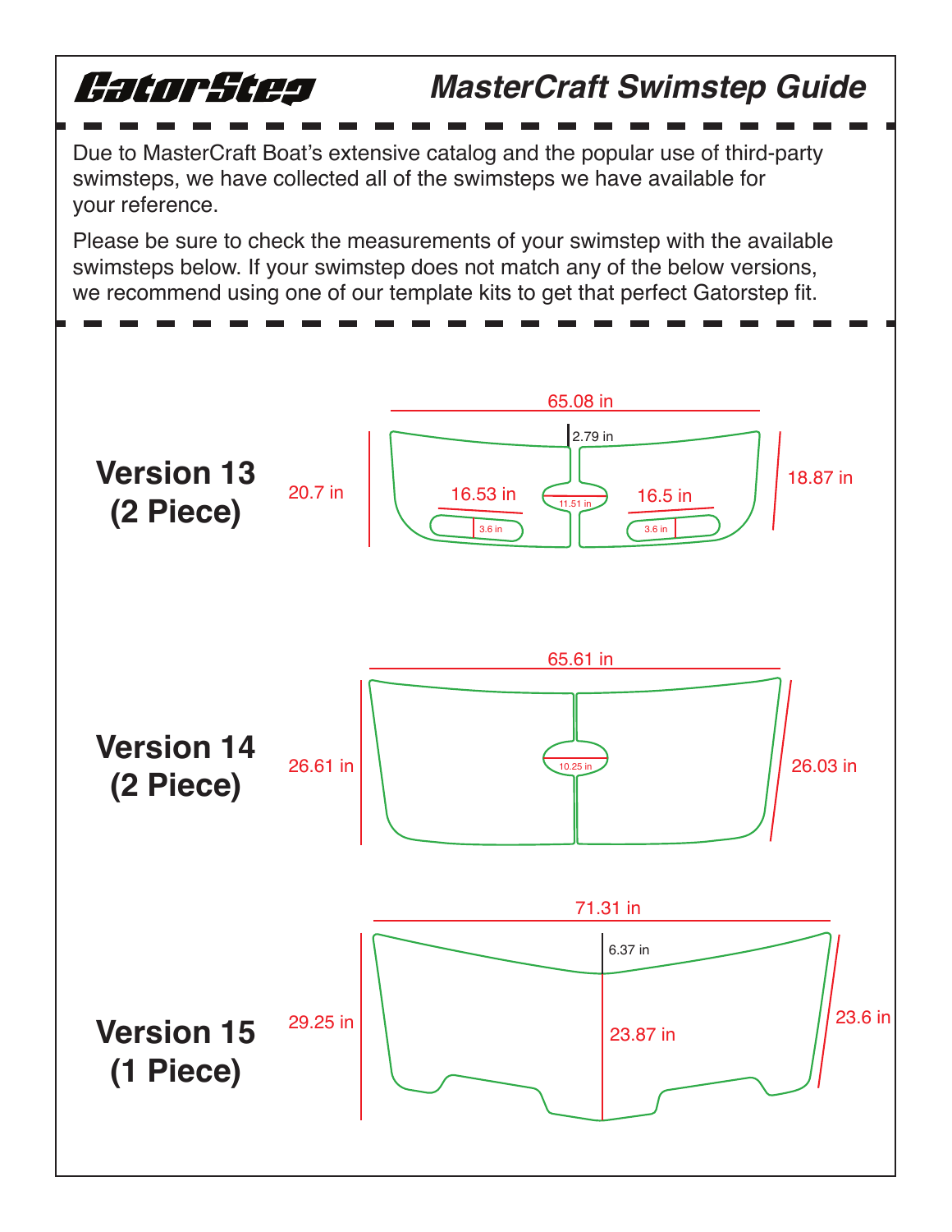# GatorStep

## MasterCraft Swimstep Guide

Due to MasterCraft Boat's extensive catalog and the popular use of third-party swimsteps, we have collected all of the swimsteps we have available for your reference.

Please be sure to check the measurements of your swimstep with the available swimsteps below. If your swimstep does not match any of the below versions, we recommend using one of our template kits to get that perfect Gatorstep fit.

### Version 13 (2 Piece)

65.08 in

2.79 in

20.7 in

16.53 in

11.51 in

16.5 in

18.87 in

3.6 in

3.6 in

### Version 14 (2 Piece)

65.61 in

26.61 in

10.25 in

26.03 in

### Version 15 (1 Piece)

71.31 in

6.37 in

29.25 in

23.87 in

23.6 in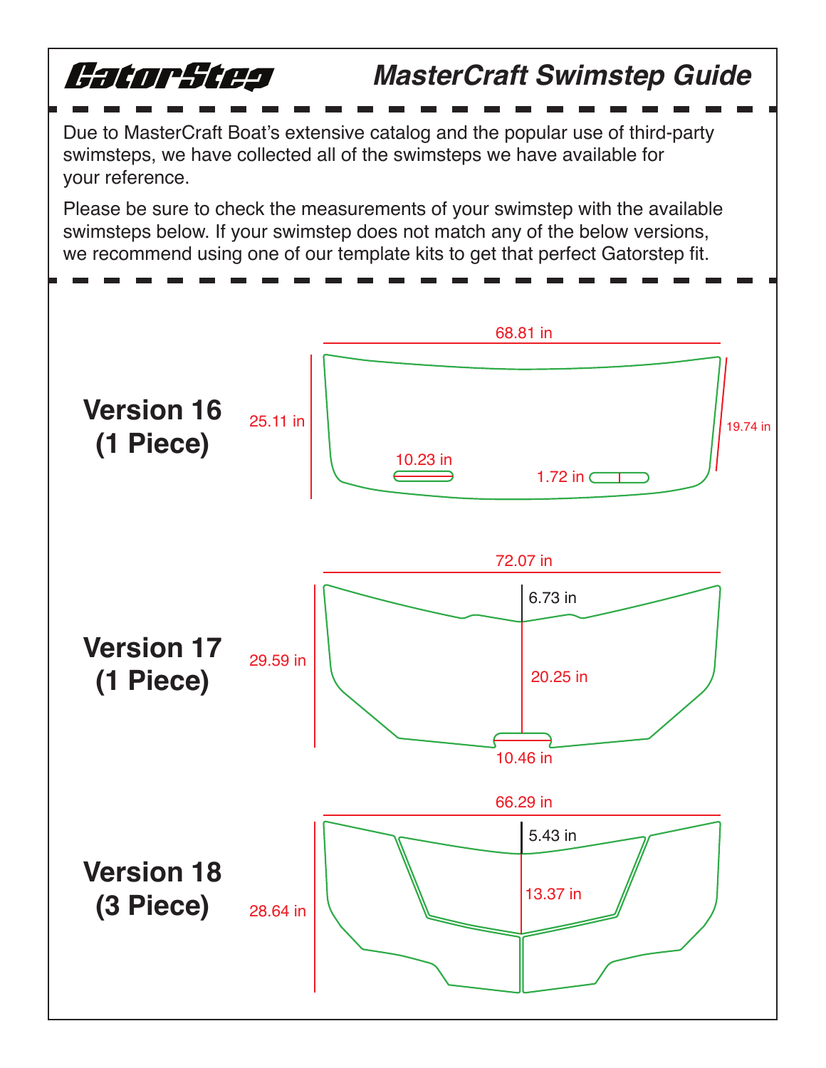# GatorStep MasterCraft Swimstep Guide

Due to MasterCraft Boat's extensive catalog and the popular use of third-party swimsteps, we have collected all of the swimsteps we have available for your reference.

Please be sure to check the measurements of your swimstep with the available swimsteps below. If your swimstep does not match any of the below versions, we recommend using one of our template kits to get that perfect Gatorstep fit.

## Version 16 (1 Piece)

68.81 in

25.11 in

19.74 in

10.23 in

1.72 in

## Version 17 (1 Piece)

72.07 in

6.73 in

29.59 in

20.25 in

10.46 in

## Version 18 (3 Piece)

66.29 in

5.43 in

13.37 in

28.64 in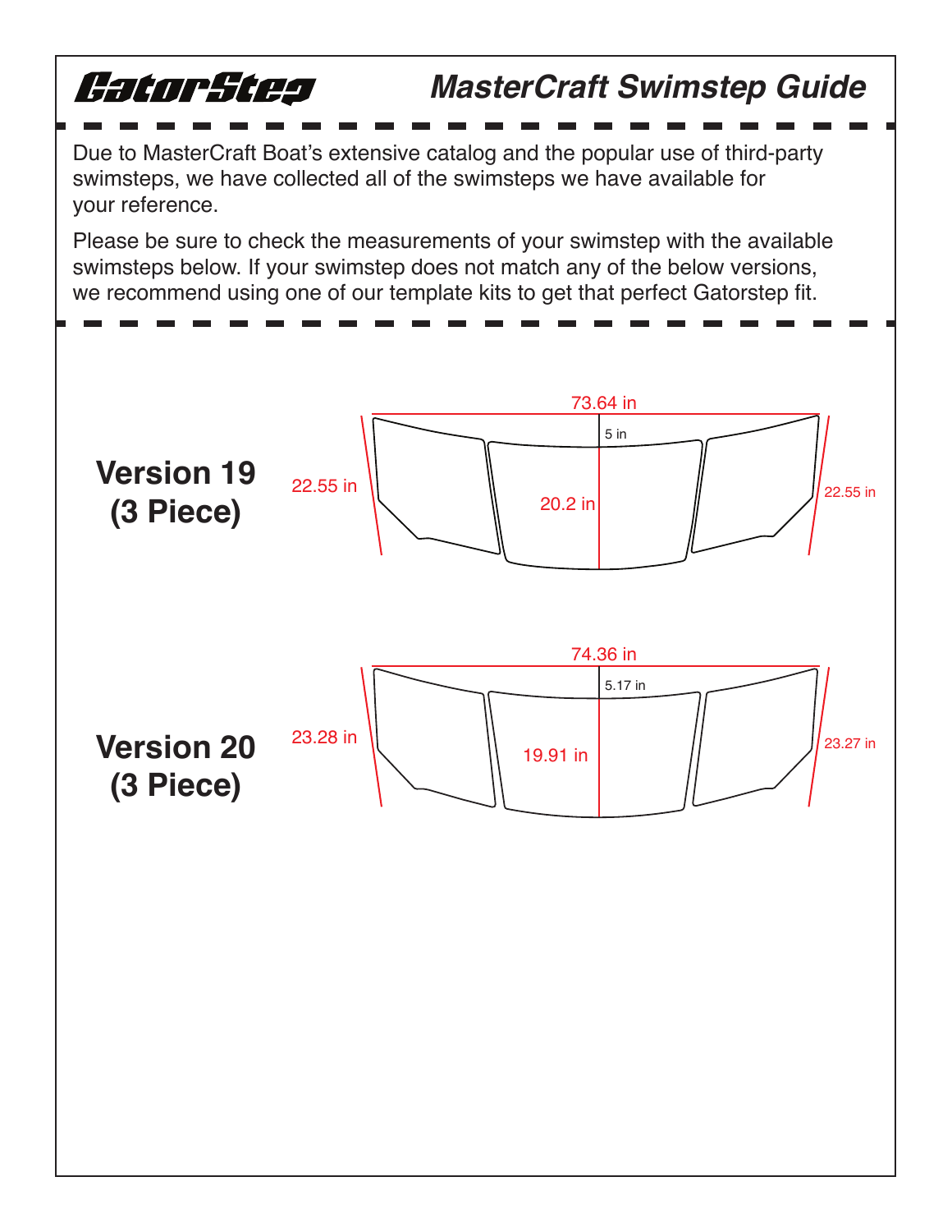# GatorStep

## MasterCraft Swimstep Guide

Due to MasterCraft Boat's extensive catalog and the popular use of third-party swimsteps, we have collected all of the swimsteps we have available for your reference.

Please be sure to check the measurements of your swimstep with the available swimsteps below. If your swimstep does not match any of the below versions, we recommend using one of our template kits to get that perfect Gatorstep fit.

**Version 19 (3 Piece)**

73.64 in
5 in
22.55 in
20.2 in
22.55 in

**Version 20 (3 Piece)**

74.36 in
5.17 in
23.28 in
19.91 in
23.27 in